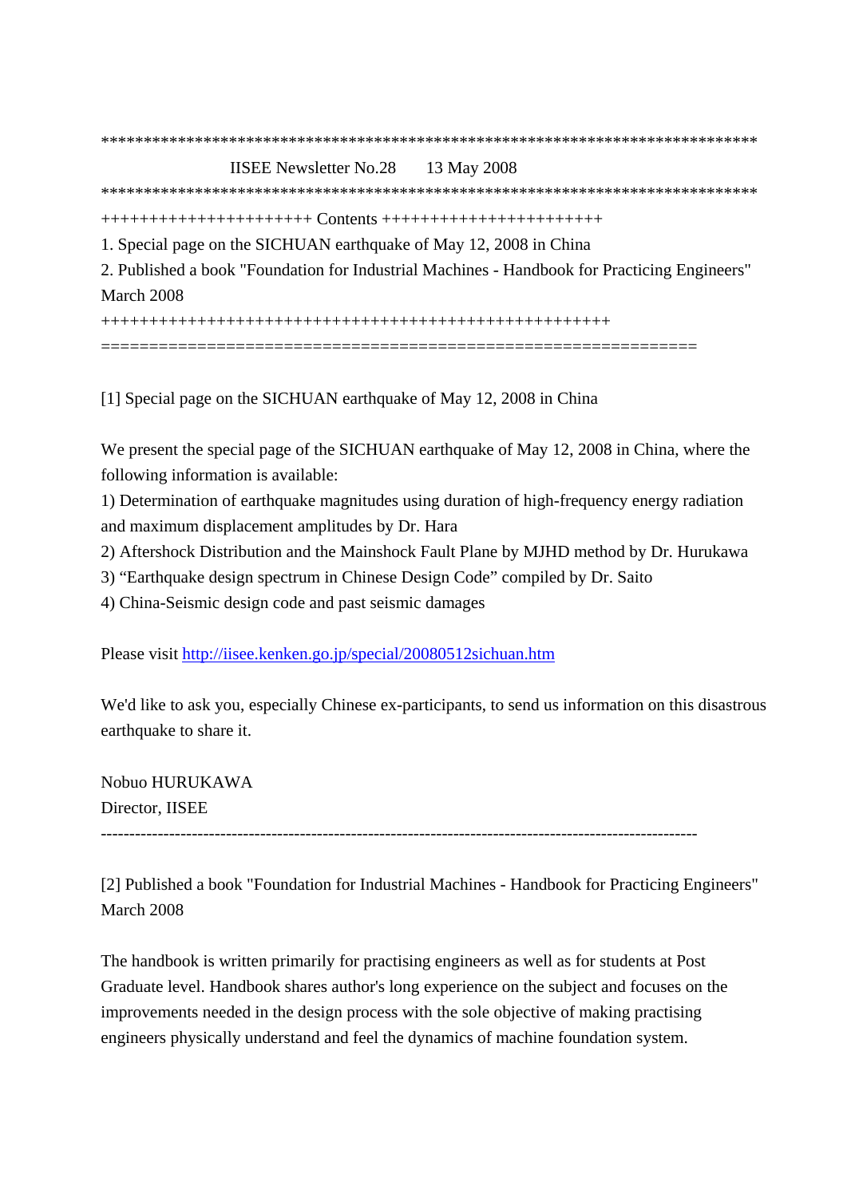********************************************************************************

IISEE Newsletter No.28 13 May 2008

********************************************************************************

++++++++++++++++++++++ Contents +++++++++++++++++++++++

1. Special page on the SICHUAN earthquake of May 12, 2008 in China
2. Published a book "Foundation for Industrial Machines - Handbook for Practicing Engineers" March 2008

+++++++++++++++++++++++++++++++++++++++++++++++++++++

============================================================

[1] Special page on the SICHUAN earthquake of May 12, 2008 in China

We present the special page of the SICHUAN earthquake of May 12, 2008 in China, where the following information is available:

1) Determination of earthquake magnitudes using duration of high-frequency energy radiation and maximum displacement amplitudes by Dr. Hara
2) Aftershock Distribution and the Mainshock Fault Plane by MJHD method by Dr. Hurukawa
3) “Earthquake design spectrum in Chinese Design Code” compiled by Dr. Saito
4) China-Seismic design code and past seismic damages

Please visit http://iisee.kenken.go.jp/special/20080512sichuan.htm

We'd like to ask you, especially Chinese ex-participants, to send us information on this disastrous earthquake to share it.

Nobuo HURUKAWA
Director, IISEE

----------------------------------------------------------------------------------------------------

[2] Published a book "Foundation for Industrial Machines - Handbook for Practicing Engineers" March 2008

The handbook is written primarily for practising engineers as well as for students at Post Graduate level. Handbook shares author's long experience on the subject and focuses on the improvements needed in the design process with the sole objective of making practising engineers physically understand and feel the dynamics of machine foundation system.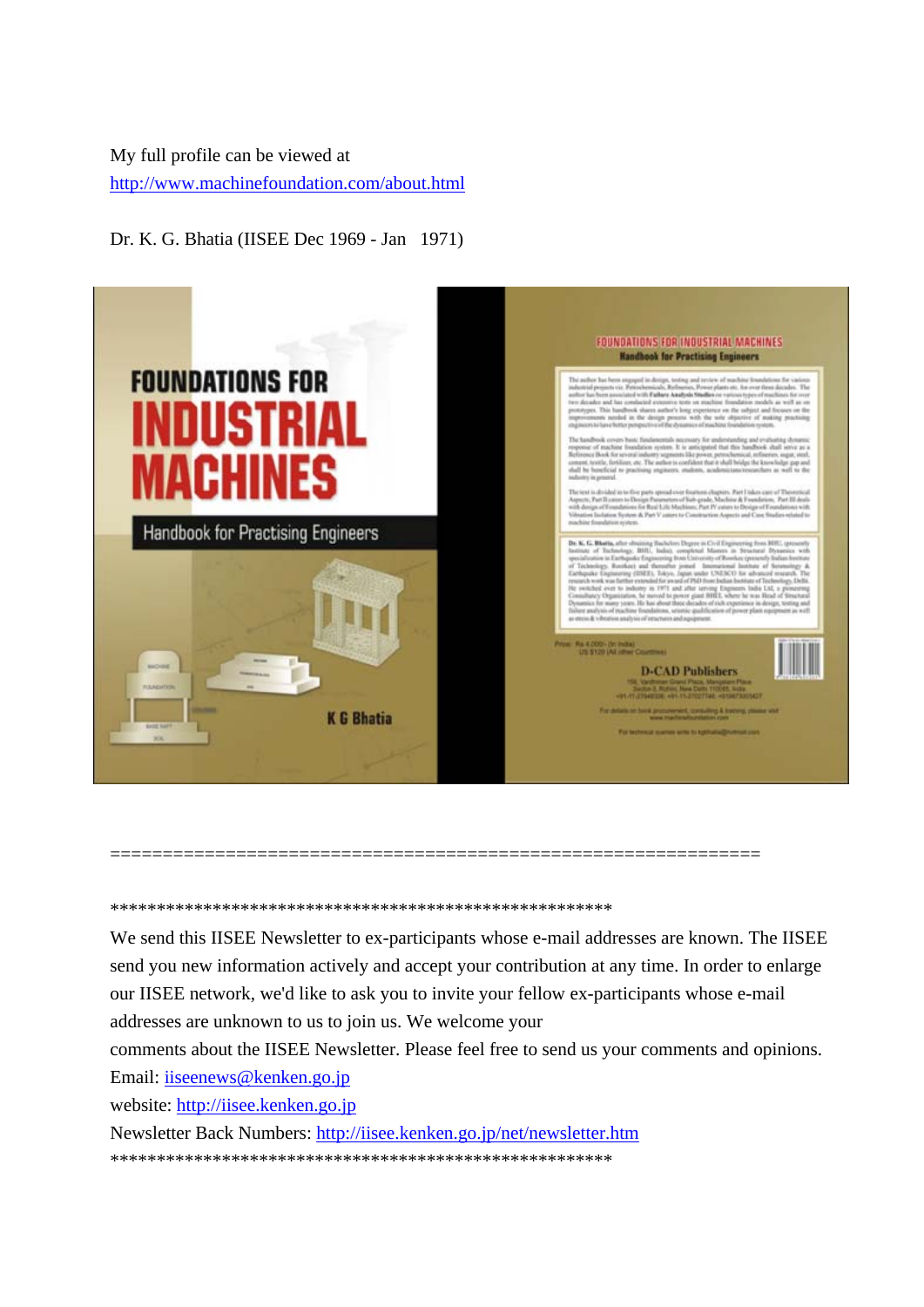My full profile can be viewed at
http://www.machinefoundation.com/about.html

Dr. K. G. Bhatia (IISEE Dec 1969 - Jan 1971)

============================================================

******************************************************

We send this IISEE Newsletter to ex-participants whose e-mail addresses are known. The IISEE send you new information actively and accept your contribution at any time. In order to enlarge our IISEE network, we'd like to ask you to invite your fellow ex-participants whose e-mail addresses are unknown to us to join us. We welcome your
comments about the IISEE Newsletter. Please feel free to send us your comments and opinions.
Email: iiseenews@kenken.go.jp
website: http://iisee.kenken.go.jp
Newsletter Back Numbers: http://iisee.kenken.go.jp/net/newsletter.htm
******************************************************